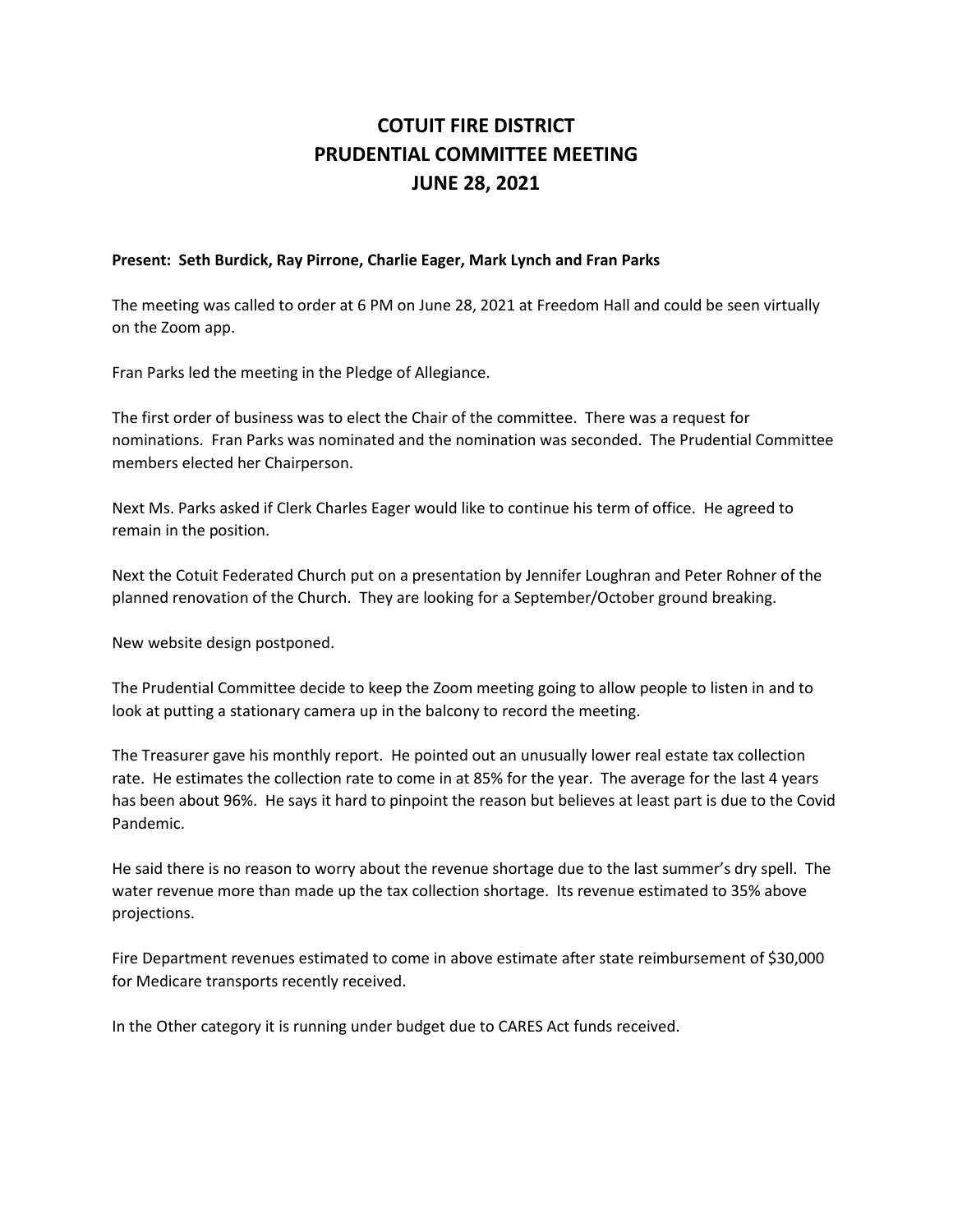# COTUIT FIRE DISTRICT
# PRUDENTIAL COMMITTEE MEETING
# JUNE 28, 2021

**Present: Seth Burdick, Ray Pirrone, Charlie Eager, Mark Lynch and Fran Parks**

The meeting was called to order at 6 PM on June 28, 2021 at Freedom Hall and could be seen virtually on the Zoom app.

Fran Parks led the meeting in the Pledge of Allegiance.

The first order of business was to elect the Chair of the committee. There was a request for nominations. Fran Parks was nominated and the nomination was seconded. The Prudential Committee members elected her Chairperson.

Next Ms. Parks asked if Clerk Charles Eager would like to continue his term of office. He agreed to remain in the position.

Next the Cotuit Federated Church put on a presentation by Jennifer Loughran and Peter Rohner of the planned renovation of the Church. They are looking for a September/October ground breaking.

New website design postponed.

The Prudential Committee decide to keep the Zoom meeting going to allow people to listen in and to look at putting a stationary camera up in the balcony to record the meeting.

The Treasurer gave his monthly report. He pointed out an unusually lower real estate tax collection rate. He estimates the collection rate to come in at 85% for the year. The average for the last 4 years has been about 96%. He says it hard to pinpoint the reason but believes at least part is due to the Covid Pandemic.

He said there is no reason to worry about the revenue shortage due to the last summer's dry spell. The water revenue more than made up the tax collection shortage. Its revenue estimated to 35% above projections.

Fire Department revenues estimated to come in above estimate after state reimbursement of $30,000 for Medicare transports recently received.

In the Other category it is running under budget due to CARES Act funds received.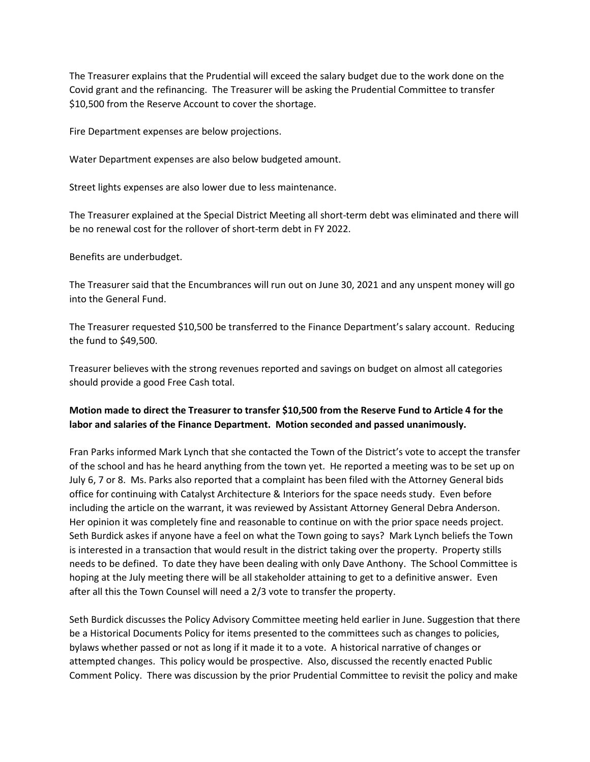The Treasurer explains that the Prudential will exceed the salary budget due to the work done on the Covid grant and the refinancing. The Treasurer will be asking the Prudential Committee to transfer $10,500 from the Reserve Account to cover the shortage.

Fire Department expenses are below projections.

Water Department expenses are also below budgeted amount.

Street lights expenses are also lower due to less maintenance.

The Treasurer explained at the Special District Meeting all short-term debt was eliminated and there will be no renewal cost for the rollover of short-term debt in FY 2022.

Benefits are underbudget.

The Treasurer said that the Encumbrances will run out on June 30, 2021 and any unspent money will go into the General Fund.

The Treasurer requested $10,500 be transferred to the Finance Department's salary account. Reducing the fund to $49,500.

Treasurer believes with the strong revenues reported and savings on budget on almost all categories should provide a good Free Cash total.

**Motion made to direct the Treasurer to transfer $10,500 from the Reserve Fund to Article 4 for the labor and salaries of the Finance Department. Motion seconded and passed unanimously.**

Fran Parks informed Mark Lynch that she contacted the Town of the District's vote to accept the transfer of the school and has he heard anything from the town yet. He reported a meeting was to be set up on July 6, 7 or 8. Ms. Parks also reported that a complaint has been filed with the Attorney General bids office for continuing with Catalyst Architecture & Interiors for the space needs study. Even before including the article on the warrant, it was reviewed by Assistant Attorney General Debra Anderson. Her opinion it was completely fine and reasonable to continue on with the prior space needs project. Seth Burdick askes if anyone have a feel on what the Town going to says? Mark Lynch beliefs the Town is interested in a transaction that would result in the district taking over the property. Property stills needs to be defined. To date they have been dealing with only Dave Anthony. The School Committee is hoping at the July meeting there will be all stakeholder attaining to get to a definitive answer. Even after all this the Town Counsel will need a 2/3 vote to transfer the property.

Seth Burdick discusses the Policy Advisory Committee meeting held earlier in June. Suggestion that there be a Historical Documents Policy for items presented to the committees such as changes to policies, bylaws whether passed or not as long if it made it to a vote. A historical narrative of changes or attempted changes. This policy would be prospective. Also, discussed the recently enacted Public Comment Policy. There was discussion by the prior Prudential Committee to revisit the policy and make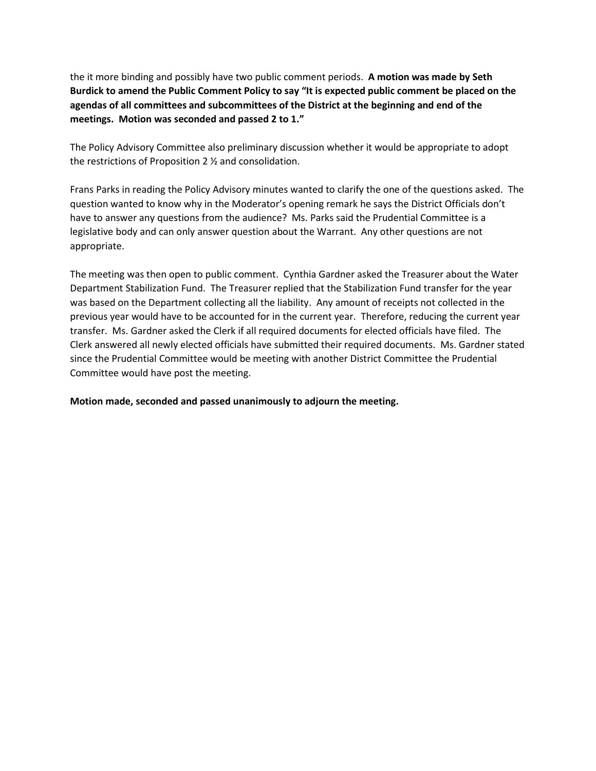the it more binding and possibly have two public comment periods. **A motion was made by Seth Burdick to amend the Public Comment Policy to say "It is expected public comment be placed on the agendas of all committees and subcommittees of the District at the beginning and end of the meetings. Motion was seconded and passed 2 to 1."**

The Policy Advisory Committee also preliminary discussion whether it would be appropriate to adopt the restrictions of Proposition 2 ½ and consolidation.

Frans Parks in reading the Policy Advisory minutes wanted to clarify the one of the questions asked. The question wanted to know why in the Moderator's opening remark he says the District Officials don't have to answer any questions from the audience? Ms. Parks said the Prudential Committee is a legislative body and can only answer question about the Warrant. Any other questions are not appropriate.

The meeting was then open to public comment. Cynthia Gardner asked the Treasurer about the Water Department Stabilization Fund. The Treasurer replied that the Stabilization Fund transfer for the year was based on the Department collecting all the liability. Any amount of receipts not collected in the previous year would have to be accounted for in the current year. Therefore, reducing the current year transfer. Ms. Gardner asked the Clerk if all required documents for elected officials have filed. The Clerk answered all newly elected officials have submitted their required documents. Ms. Gardner stated since the Prudential Committee would be meeting with another District Committee the Prudential Committee would have post the meeting.

**Motion made, seconded and passed unanimously to adjourn the meeting.**